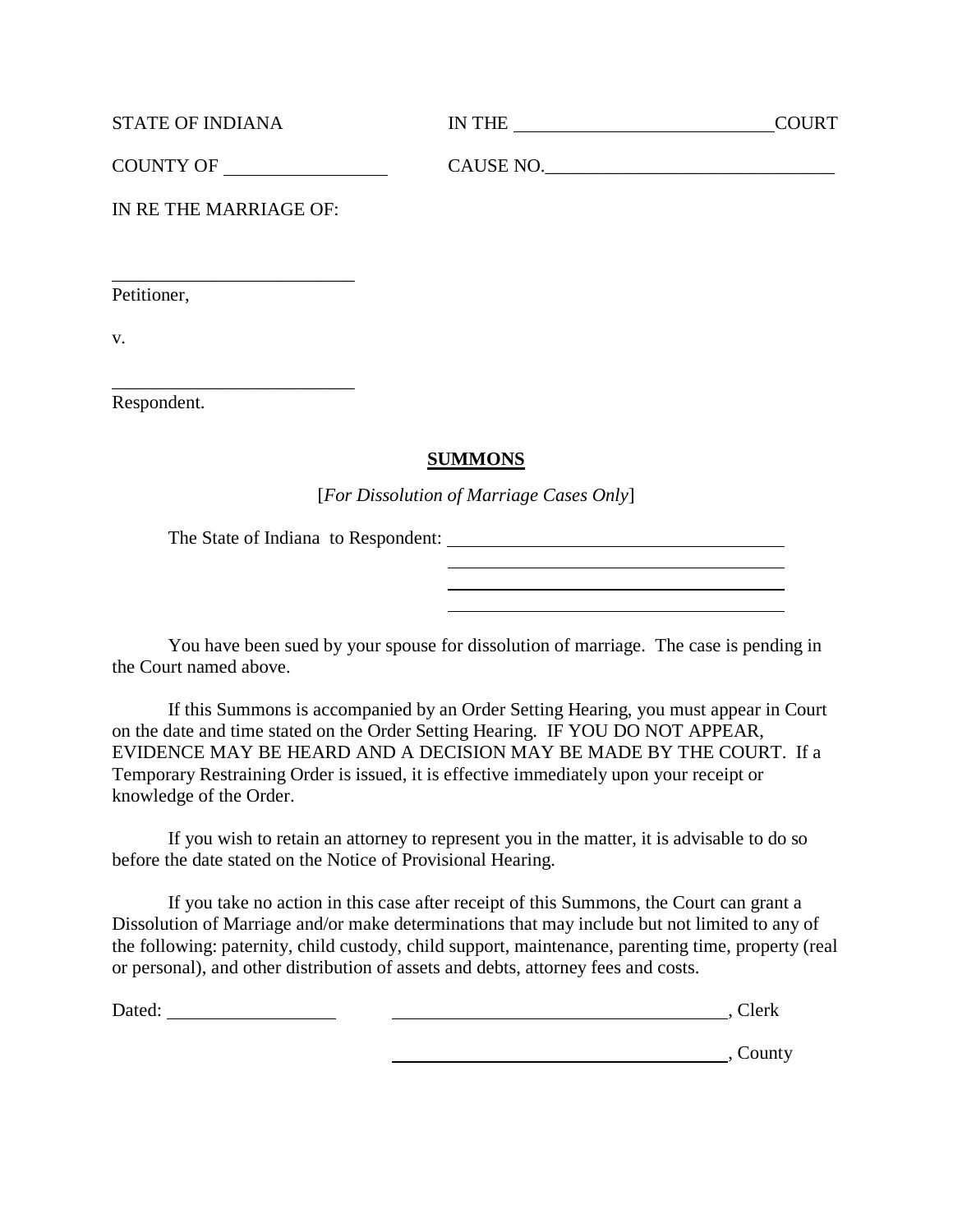STATE OF INDIANA　　　　　　IN THE ____________________________ COURT

COUNTY OF ________________　　　CAUSE NO.________________________________

IN RE THE MARRIAGE OF:

__________________________
Petitioner,

v.

__________________________
Respondent.

## SUMMONS

[*For Dissolution of Marriage Cases Only*]

The State of Indiana to Respondent: ____________________________________
____________________________________
____________________________________
____________________________________

You have been sued by your spouse for dissolution of marriage. The case is pending in the Court named above.

If this Summons is accompanied by an Order Setting Hearing, you must appear in Court on the date and time stated on the Order Setting Hearing. IF YOU DO NOT APPEAR, EVIDENCE MAY BE HEARD AND A DECISION MAY BE MADE BY THE COURT. If a Temporary Restraining Order is issued, it is effective immediately upon your receipt or knowledge of the Order.

If you wish to retain an attorney to represent you in the matter, it is advisable to do so before the date stated on the Notice of Provisional Hearing.

If you take no action in this case after receipt of this Summons, the Court can grant a Dissolution of Marriage and/or make determinations that may include but not limited to any of the following: paternity, child custody, child support, maintenance, parenting time, property (real or personal), and other distribution of assets and debts, attorney fees and costs.

Dated: __________________　　　____________________________________, Clerk

____________________________________, County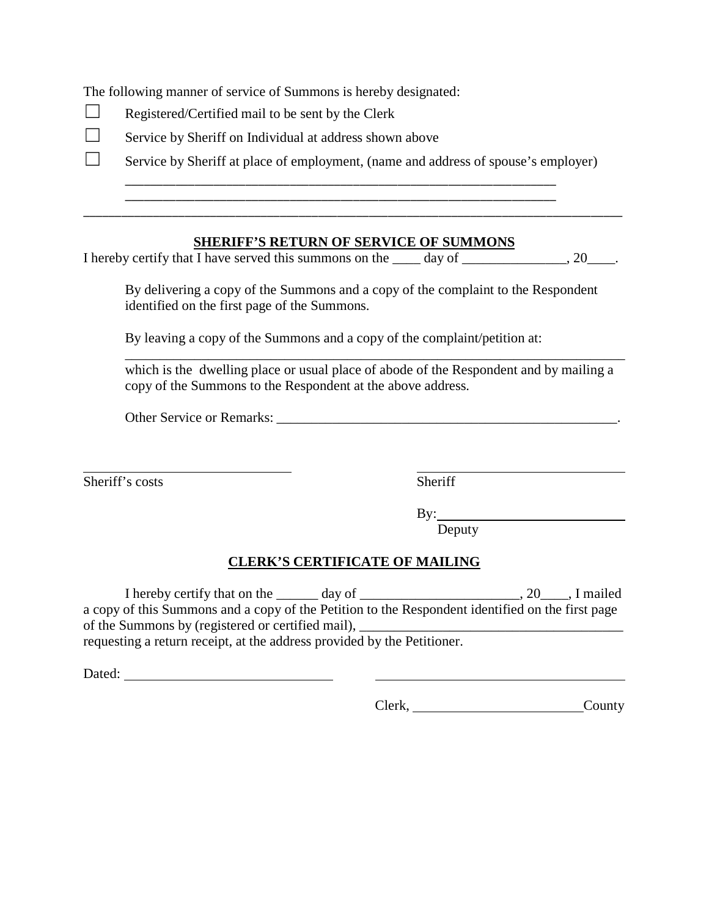The following manner of service of Summons is hereby designated:

☐ Registered/Certified mail to be sent by the Clerk

☐ Service by Sheriff on Individual at address shown above

☐ Service by Sheriff at place of employment, (name and address of spouse's employer)

_______________________________________________________________

_______________________________________________________________

---

## SHERIFF'S RETURN OF SERVICE OF SUMMONS

I hereby certify that I have served this summons on the ____ day of _______________, 20____.

By delivering a copy of the Summons and a copy of the complaint to the Respondent identified on the first page of the Summons.

By leaving a copy of the Summons and a copy of the complaint/petition at:

_______________________________________________________________________

which is the dwelling place or usual place of abode of the Respondent and by mailing a copy of the Summons to the Respondent at the above address.

Other Service or Remarks: ___________________________________________________.

______________________________
Sheriff's costs

______________________________
Sheriff

By: ___________________________
Deputy

## CLERK'S CERTIFICATE OF MAILING

I hereby certify that on the ______ day of _______________________, 20____, I mailed a copy of this Summons and a copy of the Petition to the Respondent identified on the first page of the Summons by (registered or certified mail), ______________________________________ requesting a return receipt, at the address provided by the Petitioner.

Dated: ______________________________

____________________________________
Clerk, ________________________County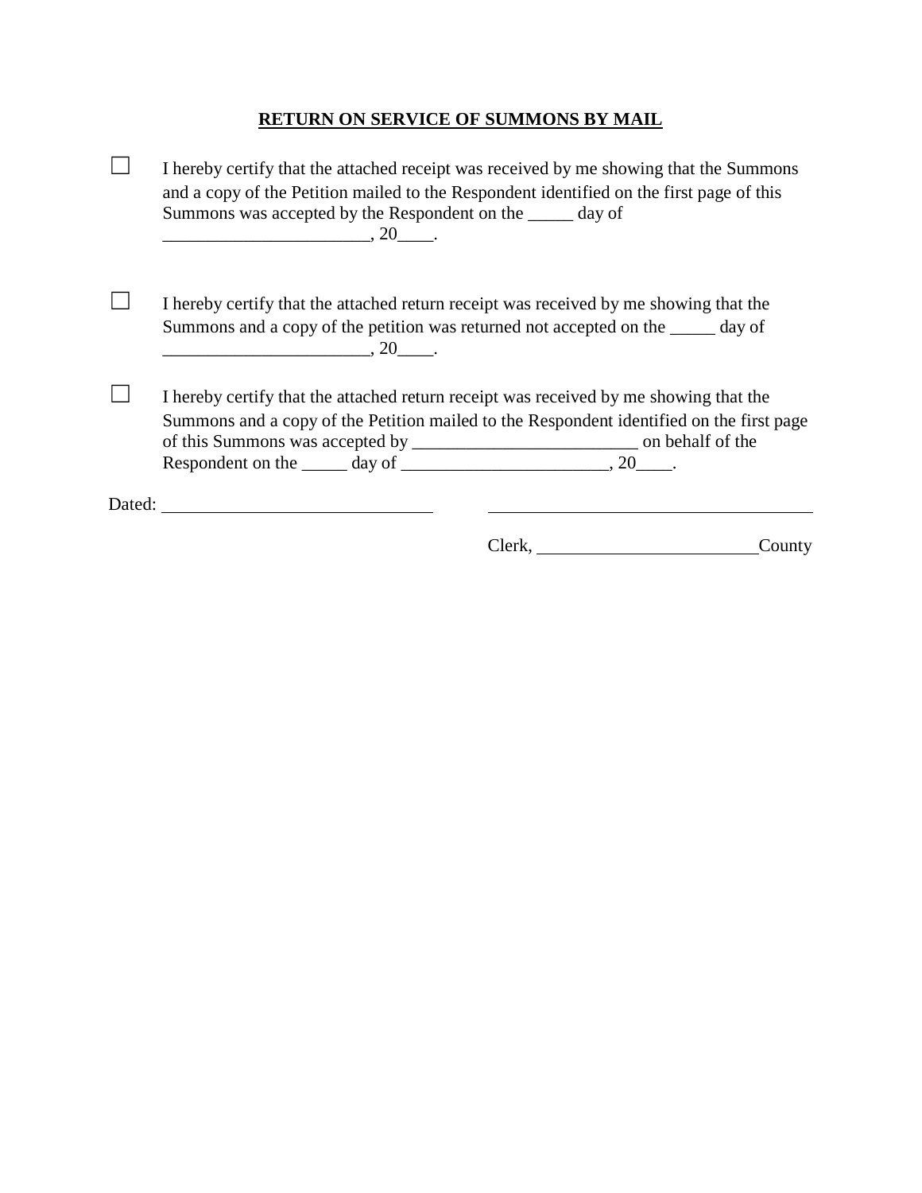**RETURN ON SERVICE OF SUMMONS BY MAIL**

☐ I hereby certify that the attached receipt was received by me showing that the Summons and a copy of the Petition mailed to the Respondent identified on the first page of this Summons was accepted by the Respondent on the _____ day of _______________________, 20____.

☐ I hereby certify that the attached return receipt was received by me showing that the Summons and a copy of the petition was returned not accepted on the _____ day of _______________________, 20____.

☐ I hereby certify that the attached return receipt was received by me showing that the Summons and a copy of the Petition mailed to the Respondent identified on the first page of this Summons was accepted by _________________________ on behalf of the Respondent on the _____ day of _______________________, 20____.

Dated: ______________________________ ____________________________________

Clerk, ________________________County